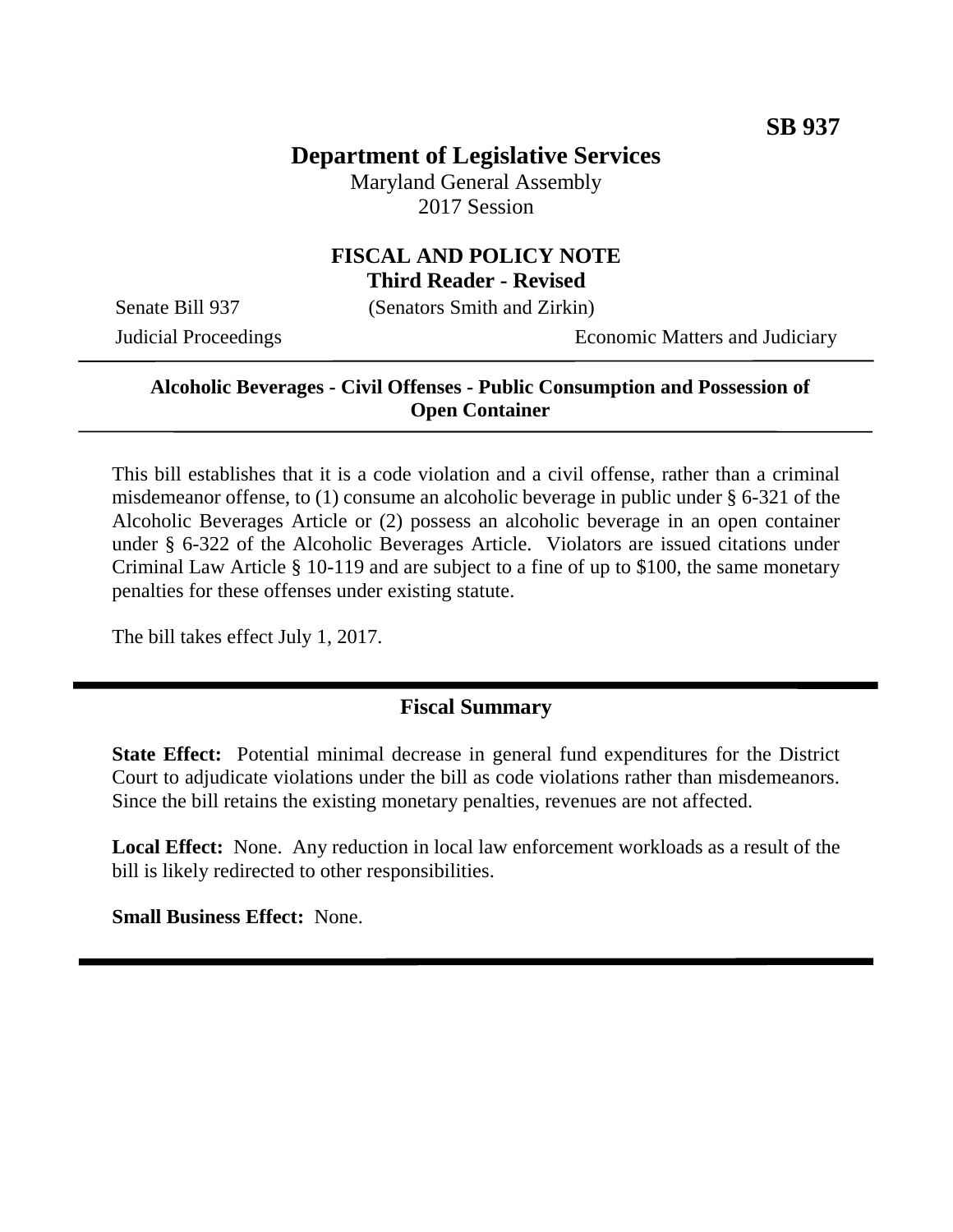**SB 937**

# Department of Legislative Services

Maryland General Assembly
2017 Session

## FISCAL AND POLICY NOTE
**Third Reader - Revised**

Senate Bill 937 (Senators Smith and Zirkin)
Judicial Proceedings Economic Matters and Judiciary

**Alcoholic Beverages - Civil Offenses - Public Consumption and Possession of Open Container**

This bill establishes that it is a code violation and a civil offense, rather than a criminal misdemeanor offense, to (1) consume an alcoholic beverage in public under § 6-321 of the Alcoholic Beverages Article or (2) possess an alcoholic beverage in an open container under § 6-322 of the Alcoholic Beverages Article. Violators are issued citations under Criminal Law Article § 10-119 and are subject to a fine of up to $100, the same monetary penalties for these offenses under existing statute.

The bill takes effect July 1, 2017.

## Fiscal Summary

**State Effect:** Potential minimal decrease in general fund expenditures for the District Court to adjudicate violations under the bill as code violations rather than misdemeanors. Since the bill retains the existing monetary penalties, revenues are not affected.

**Local Effect:** None. Any reduction in local law enforcement workloads as a result of the bill is likely redirected to other responsibilities.

**Small Business Effect:** None.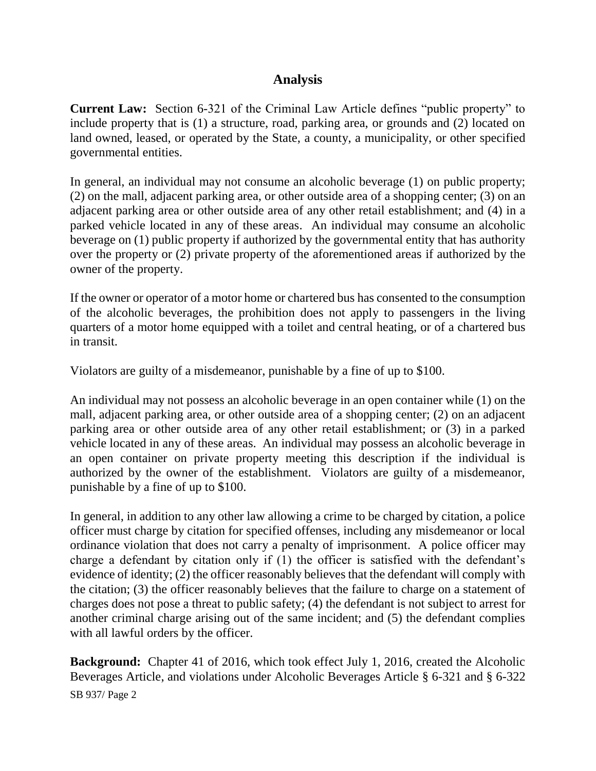## Analysis

**Current Law:** Section 6-321 of the Criminal Law Article defines "public property" to include property that is (1) a structure, road, parking area, or grounds and (2) located on land owned, leased, or operated by the State, a county, a municipality, or other specified governmental entities.

In general, an individual may not consume an alcoholic beverage (1) on public property; (2) on the mall, adjacent parking area, or other outside area of a shopping center; (3) on an adjacent parking area or other outside area of any other retail establishment; and (4) in a parked vehicle located in any of these areas. An individual may consume an alcoholic beverage on (1) public property if authorized by the governmental entity that has authority over the property or (2) private property of the aforementioned areas if authorized by the owner of the property.

If the owner or operator of a motor home or chartered bus has consented to the consumption of the alcoholic beverages, the prohibition does not apply to passengers in the living quarters of a motor home equipped with a toilet and central heating, or of a chartered bus in transit.

Violators are guilty of a misdemeanor, punishable by a fine of up to $100.

An individual may not possess an alcoholic beverage in an open container while (1) on the mall, adjacent parking area, or other outside area of a shopping center; (2) on an adjacent parking area or other outside area of any other retail establishment; or (3) in a parked vehicle located in any of these areas. An individual may possess an alcoholic beverage in an open container on private property meeting this description if the individual is authorized by the owner of the establishment. Violators are guilty of a misdemeanor, punishable by a fine of up to $100.

In general, in addition to any other law allowing a crime to be charged by citation, a police officer must charge by citation for specified offenses, including any misdemeanor or local ordinance violation that does not carry a penalty of imprisonment. A police officer may charge a defendant by citation only if (1) the officer is satisfied with the defendant's evidence of identity; (2) the officer reasonably believes that the defendant will comply with the citation; (3) the officer reasonably believes that the failure to charge on a statement of charges does not pose a threat to public safety; (4) the defendant is not subject to arrest for another criminal charge arising out of the same incident; and (5) the defendant complies with all lawful orders by the officer.

**Background:** Chapter 41 of 2016, which took effect July 1, 2016, created the Alcoholic Beverages Article, and violations under Alcoholic Beverages Article § 6-321 and § 6-322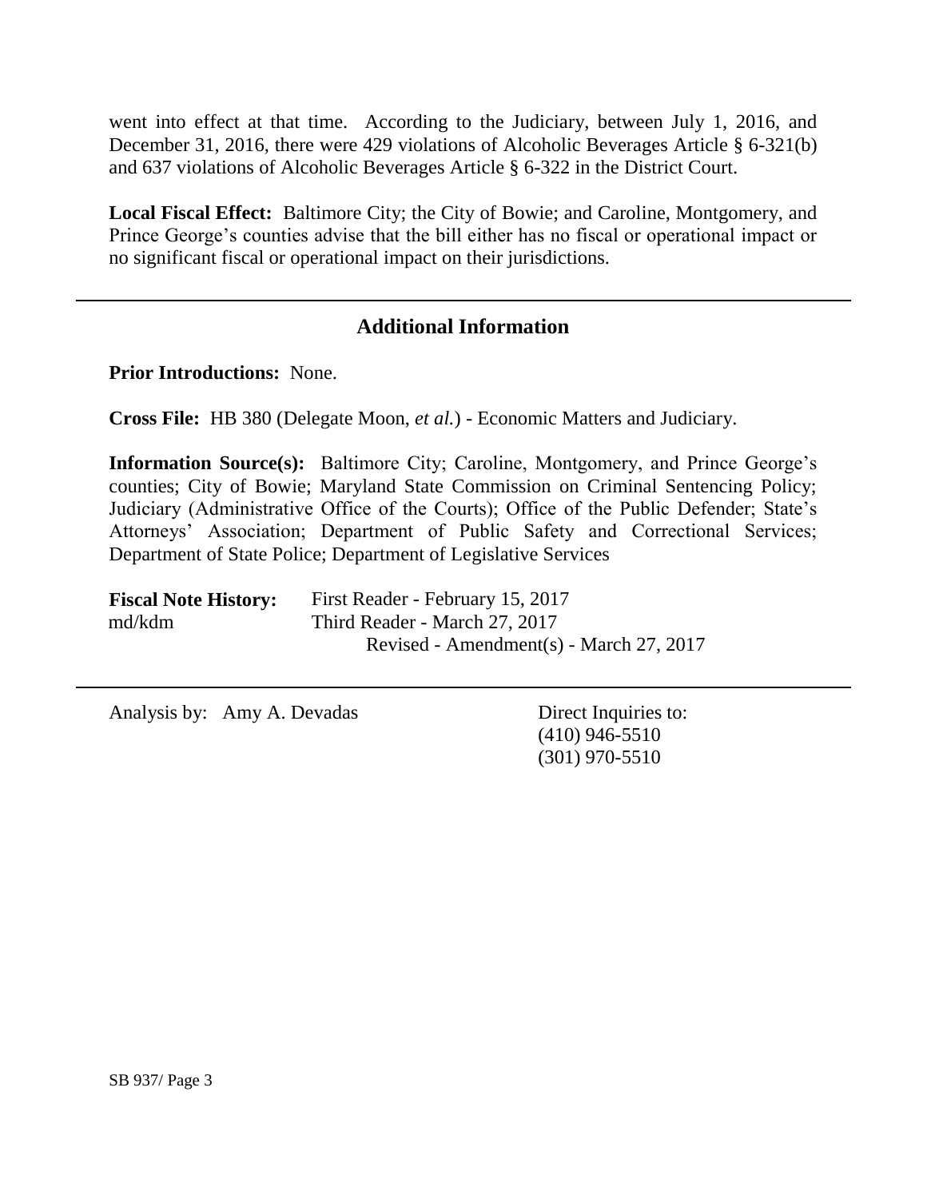went into effect at that time. According to the Judiciary, between July 1, 2016, and December 31, 2016, there were 429 violations of Alcoholic Beverages Article § 6-321(b) and 637 violations of Alcoholic Beverages Article § 6-322 in the District Court.

**Local Fiscal Effect:** Baltimore City; the City of Bowie; and Caroline, Montgomery, and Prince George's counties advise that the bill either has no fiscal or operational impact or no significant fiscal or operational impact on their jurisdictions.

---

## Additional Information

**Prior Introductions:** None.

**Cross File:** HB 380 (Delegate Moon, *et al.*) - Economic Matters and Judiciary.

**Information Source(s):** Baltimore City; Caroline, Montgomery, and Prince George's counties; City of Bowie; Maryland State Commission on Criminal Sentencing Policy; Judiciary (Administrative Office of the Courts); Office of the Public Defender; State's Attorneys' Association; Department of Public Safety and Correctional Services; Department of State Police; Department of Legislative Services

**Fiscal Note History:** First Reader - February 15, 2017
md/kdm Third Reader - March 27, 2017
Revised - Amendment(s) - March 27, 2017

---

Analysis by: Amy A. Devadas

Direct Inquiries to:
(410) 946-5510
(301) 970-5510